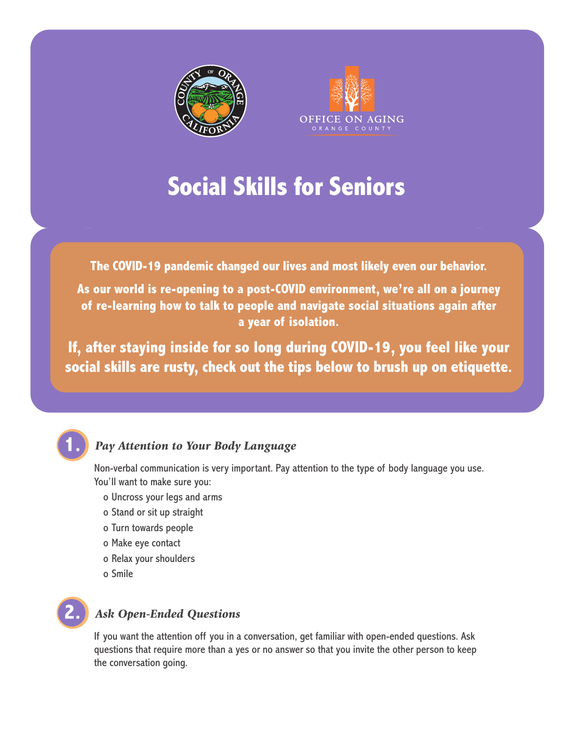# Social Skills for Seniors

**The COVID-19 pandemic changed our lives and most likely even our behavior.**

**As our world is re-opening to a post-COVID environment, we're all on a journey of re-learning how to talk to people and navigate social situations again after a year of isolation.**

**If, after staying inside for so long during COVID-19, you feel like your social skills are rusty, check out the tips below to brush up on etiquette.**

## 1. *Pay Attention to Your Body Language*

Non-verbal communication is very important. Pay attention to the type of body language you use. You'll want to make sure you:

- Uncross your legs and arms
- Stand or sit up straight
- Turn towards people
- Make eye contact
- Relax your shoulders
- Smile

## 2. *Ask Open-Ended Questions*

If you want the attention off you in a conversation, get familiar with open-ended questions. Ask questions that require more than a yes or no answer so that you invite the other person to keep the conversation going.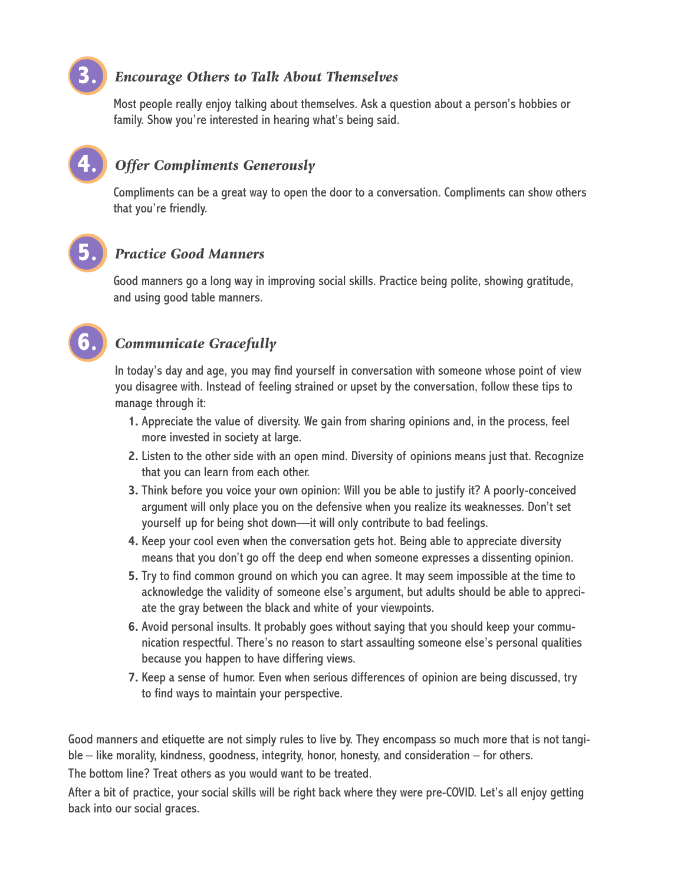## 3. *Encourage Others to Talk About Themselves*

Most people really enjoy talking about themselves. Ask a question about a person's hobbies or family. Show you're interested in hearing what's being said.

## 4. *Offer Compliments Generously*

Compliments can be a great way to open the door to a conversation. Compliments can show others that you're friendly.

## 5. *Practice Good Manners*

Good manners go a long way in improving social skills. Practice being polite, showing gratitude, and using good table manners.

## 6. *Communicate Gracefully*

In today's day and age, you may find yourself in conversation with someone whose point of view you disagree with. Instead of feeling strained or upset by the conversation, follow these tips to manage through it:

1. Appreciate the value of diversity. We gain from sharing opinions and, in the process, feel more invested in society at large.
2. Listen to the other side with an open mind. Diversity of opinions means just that. Recognize that you can learn from each other.
3. Think before you voice your own opinion: Will you be able to justify it? A poorly-conceived argument will only place you on the defensive when you realize its weaknesses. Don't set yourself up for being shot down—it will only contribute to bad feelings.
4. Keep your cool even when the conversation gets hot. Being able to appreciate diversity means that you don't go off the deep end when someone expresses a dissenting opinion.
5. Try to find common ground on which you can agree. It may seem impossible at the time to acknowledge the validity of someone else's argument, but adults should be able to appreciate the gray between the black and white of your viewpoints.
6. Avoid personal insults. It probably goes without saying that you should keep your communication respectful. There's no reason to start assaulting someone else's personal qualities because you happen to have differing views.
7. Keep a sense of humor. Even when serious differences of opinion are being discussed, try to find ways to maintain your perspective.

Good manners and etiquette are not simply rules to live by. They encompass so much more that is not tangible – like morality, kindness, goodness, integrity, honor, honesty, and consideration – for others.

The bottom line? Treat others as you would want to be treated.

After a bit of practice, your social skills will be right back where they were pre-COVID. Let's all enjoy getting back into our social graces.